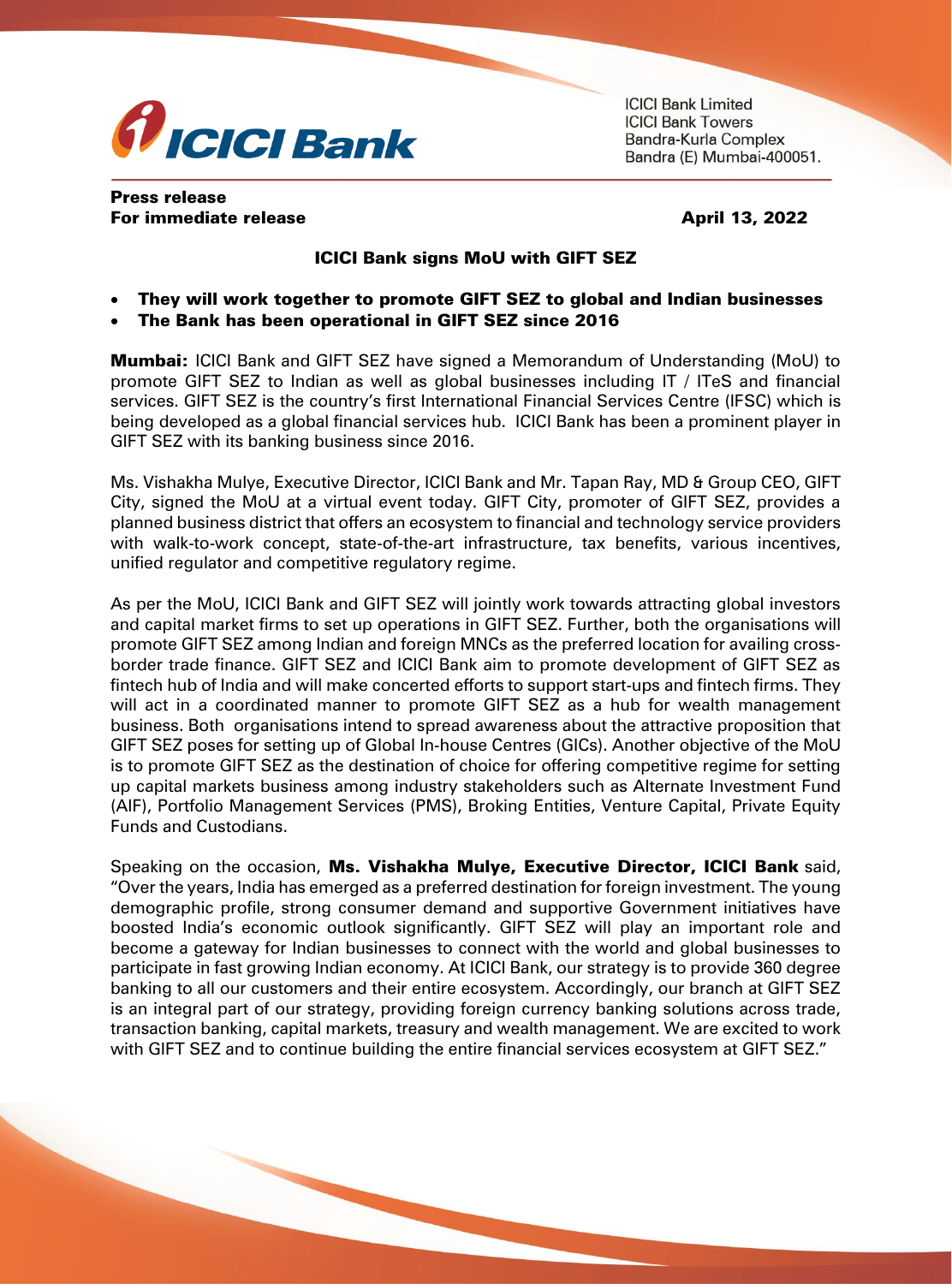ICICI Bank Limited
ICICI Bank Towers
Bandra-Kurla Complex
Bandra (E) Mumbai-400051.

**Press release**
**For immediate release** **April 13, 2022**

## ICICI Bank signs MoU with GIFT SEZ

- **They will work together to promote GIFT SEZ to global and Indian businesses**
- **The Bank has been operational in GIFT SEZ since 2016**

**Mumbai:** ICICI Bank and GIFT SEZ have signed a Memorandum of Understanding (MoU) to promote GIFT SEZ to Indian as well as global businesses including IT / ITeS and financial services. GIFT SEZ is the country's first International Financial Services Centre (IFSC) which is being developed as a global financial services hub. ICICI Bank has been a prominent player in GIFT SEZ with its banking business since 2016.

Ms. Vishakha Mulye, Executive Director, ICICI Bank and Mr. Tapan Ray, MD & Group CEO, GIFT City, signed the MoU at a virtual event today. GIFT City, promoter of GIFT SEZ, provides a planned business district that offers an ecosystem to financial and technology service providers with walk-to-work concept, state-of-the-art infrastructure, tax benefits, various incentives, unified regulator and competitive regulatory regime.

As per the MoU, ICICI Bank and GIFT SEZ will jointly work towards attracting global investors and capital market firms to set up operations in GIFT SEZ. Further, both the organisations will promote GIFT SEZ among Indian and foreign MNCs as the preferred location for availing cross-border trade finance. GIFT SEZ and ICICI Bank aim to promote development of GIFT SEZ as fintech hub of India and will make concerted efforts to support start-ups and fintech firms. They will act in a coordinated manner to promote GIFT SEZ as a hub for wealth management business. Both organisations intend to spread awareness about the attractive proposition that GIFT SEZ poses for setting up of Global In-house Centres (GICs). Another objective of the MoU is to promote GIFT SEZ as the destination of choice for offering competitive regime for setting up capital markets business among industry stakeholders such as Alternate Investment Fund (AIF), Portfolio Management Services (PMS), Broking Entities, Venture Capital, Private Equity Funds and Custodians.

Speaking on the occasion, **Ms. Vishakha Mulye, Executive Director, ICICI Bank** said, "Over the years, India has emerged as a preferred destination for foreign investment. The young demographic profile, strong consumer demand and supportive Government initiatives have boosted India's economic outlook significantly. GIFT SEZ will play an important role and become a gateway for Indian businesses to connect with the world and global businesses to participate in fast growing Indian economy. At ICICI Bank, our strategy is to provide 360 degree banking to all our customers and their entire ecosystem. Accordingly, our branch at GIFT SEZ is an integral part of our strategy, providing foreign currency banking solutions across trade, transaction banking, capital markets, treasury and wealth management. We are excited to work with GIFT SEZ and to continue building the entire financial services ecosystem at GIFT SEZ."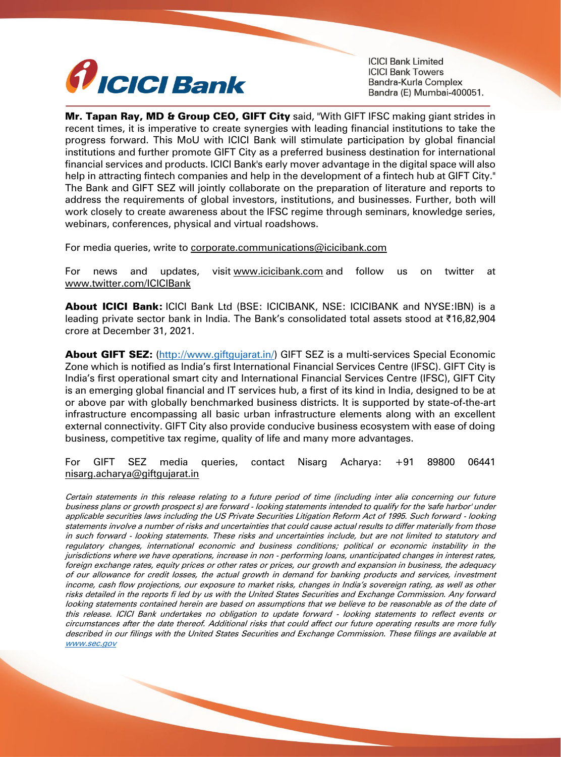**Mr. Tapan Ray, MD & Group CEO, GIFT City** said, "With GIFT IFSC making giant strides in recent times, it is imperative to create synergies with leading financial institutions to take the progress forward. This MoU with ICICI Bank will stimulate participation by global financial institutions and further promote GIFT City as a preferred business destination for international financial services and products. ICICI Bank's early mover advantage in the digital space will also help in attracting fintech companies and help in the development of a fintech hub at GIFT City." The Bank and GIFT SEZ will jointly collaborate on the preparation of literature and reports to address the requirements of global investors, institutions, and businesses. Further, both will work closely to create awareness about the IFSC regime through seminars, knowledge series, webinars, conferences, physical and virtual roadshows.

For media queries, write to corporate.communications@icicibank.com

For news and updates, visit www.icicibank.com and follow us on twitter at www.twitter.com/ICICIBank

**About ICICI Bank:** ICICI Bank Ltd (BSE: ICICIBANK, NSE: ICICIBANK and NYSE:IBN) is a leading private sector bank in India. The Bank's consolidated total assets stood at ₹16,82,904 crore at December 31, 2021.

**About GIFT SEZ:** (http://www.giftgujarat.in/) GIFT SEZ is a multi-services Special Economic Zone which is notified as India's first International Financial Services Centre (IFSC). GIFT City is India's first operational smart city and International Financial Services Centre (IFSC), GIFT City is an emerging global financial and IT services hub, a first of its kind in India, designed to be at or above par with globally benchmarked business districts. It is supported by state-of-the-art infrastructure encompassing all basic urban infrastructure elements along with an excellent external connectivity. GIFT City also provide conducive business ecosystem with ease of doing business, competitive tax regime, quality of life and many more advantages.

For GIFT SEZ media queries, contact Nisarg Acharya: +91 89800 06441 nisarg.acharya@giftgujarat.in

*Certain statements in this release relating to a future period of time (including inter alia concerning our future business plans or growth prospect s) are forward - looking statements intended to qualify for the 'safe harbor' under applicable securities laws including the US Private Securities Litigation Reform Act of 1995. Such forward - looking statements involve a number of risks and uncertainties that could cause actual results to differ materially from those in such forward - looking statements. These risks and uncertainties include, but are not limited to statutory and regulatory changes, international economic and business conditions; political or economic instability in the jurisdictions where we have operations, increase in non - performing loans, unanticipated changes in interest rates, foreign exchange rates, equity prices or other rates or prices, our growth and expansion in business, the adequacy of our allowance for credit losses, the actual growth in demand for banking products and services, investment income, cash flow projections, our exposure to market risks, changes in India's sovereign rating, as well as other risks detailed in the reports fi led by us with the United States Securities and Exchange Commission. Any forward looking statements contained herein are based on assumptions that we believe to be reasonable as of the date of this release. ICICI Bank undertakes no obligation to update forward - looking statements to reflect events or circumstances after the date thereof. Additional risks that could affect our future operating results are more fully described in our filings with the United States Securities and Exchange Commission. These filings are available at www.sec.gov*